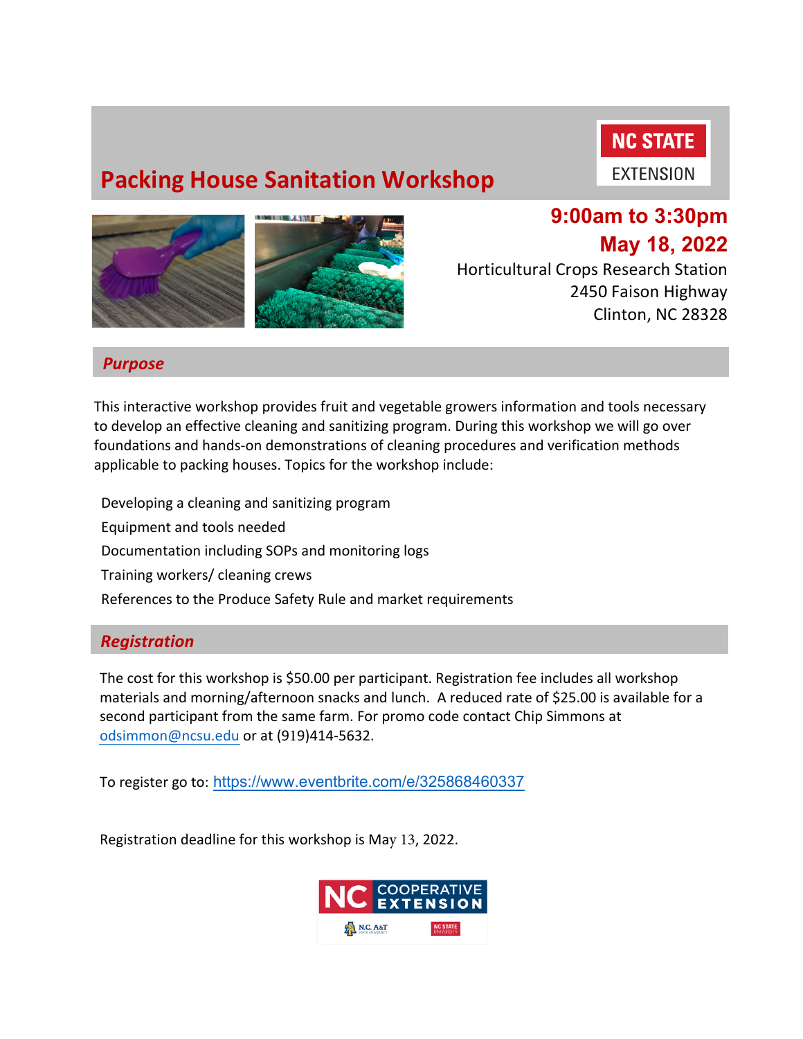# Packing House Sanitation Workshop

NC STATE EXTENSION

**9:00am to 3:30pm**
**May 18, 2022**

Horticultural Crops Research Station
2450 Faison Highway
Clinton, NC 28328

## *Purpose*

This interactive workshop provides fruit and vegetable growers information and tools necessary to develop an effective cleaning and sanitizing program. During this workshop we will go over foundations and hands-on demonstrations of cleaning procedures and verification methods applicable to packing houses. Topics for the workshop include:

- Developing a cleaning and sanitizing program
- Equipment and tools needed
- Documentation including SOPs and monitoring logs
- Training workers/ cleaning crews
- References to the Produce Safety Rule and market requirements

## *Registration*

The cost for this workshop is $50.00 per participant. Registration fee includes all workshop materials and morning/afternoon snacks and lunch. A reduced rate of $25.00 is available for a second participant from the same farm. For promo code contact Chip Simmons at odsimmon@ncsu.edu or at (919)414-5632.

To register go to: https://www.eventbrite.com/e/325868460337

Registration deadline for this workshop is May 13, 2022.

NC COOPERATIVE EXTENSION
N.C. A&T STATE UNIVERSITY | NC STATE UNIVERSITY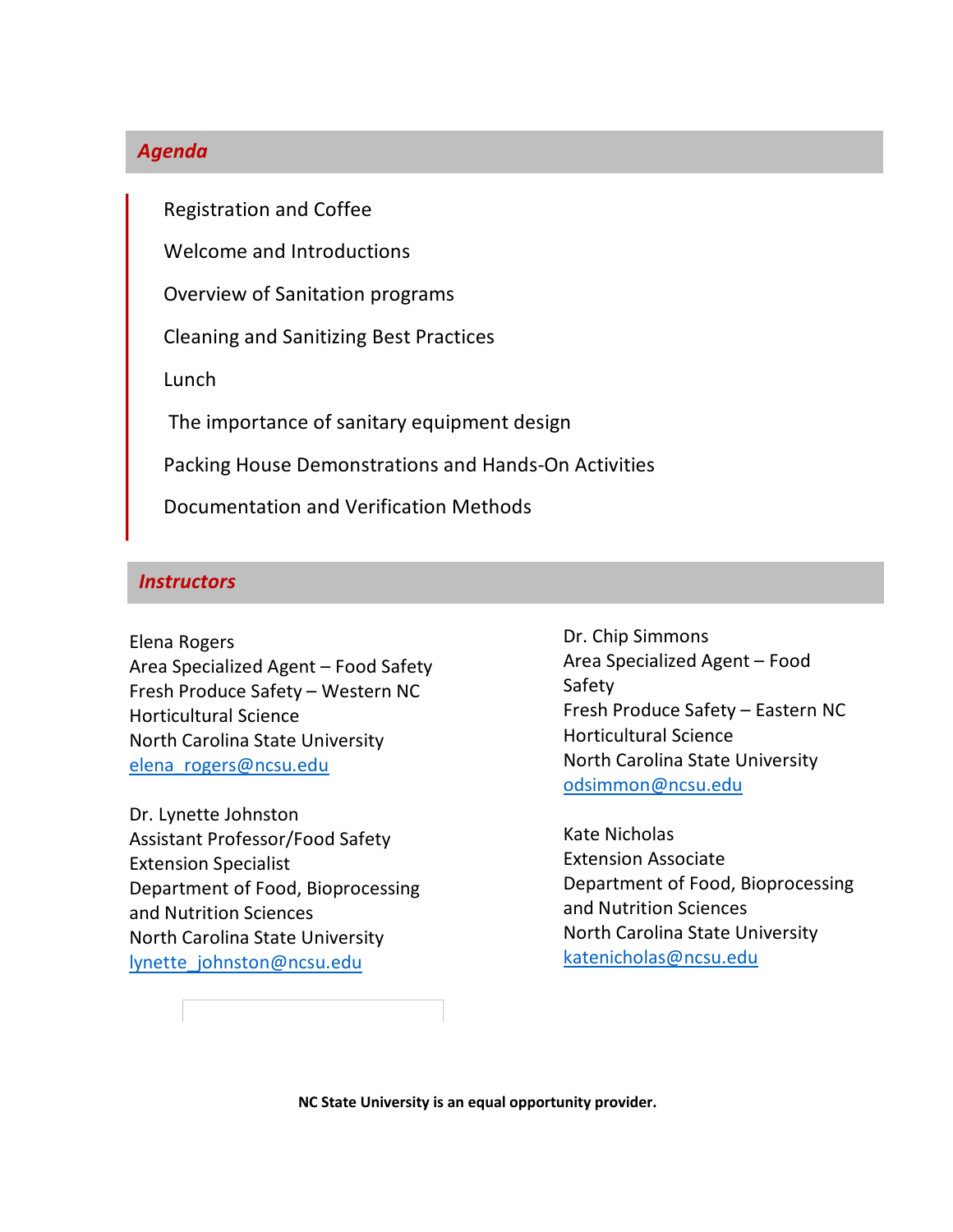## *Agenda*

Registration and Coffee

Welcome and Introductions

Overview of Sanitation programs

Cleaning and Sanitizing Best Practices

Lunch

The importance of sanitary equipment design

Packing House Demonstrations and Hands-On Activities

Documentation and Verification Methods

## *Instructors*

Elena Rogers  
Area Specialized Agent – Food Safety  
Fresh Produce Safety – Western NC  
Horticultural Science  
North Carolina State University  
elena_rogers@ncsu.edu

Dr. Lynette Johnston  
Assistant Professor/Food Safety Extension Specialist  
Department of Food, Bioprocessing and Nutrition Sciences  
North Carolina State University  
lynette_johnston@ncsu.edu

Dr. Chip Simmons  
Area Specialized Agent – Food Safety  
Fresh Produce Safety – Eastern NC  
Horticultural Science  
North Carolina State University  
odsimmon@ncsu.edu

Kate Nicholas  
Extension Associate  
Department of Food, Bioprocessing and Nutrition Sciences  
North Carolina State University  
katenicholas@ncsu.edu

**NC State University is an equal opportunity provider.**